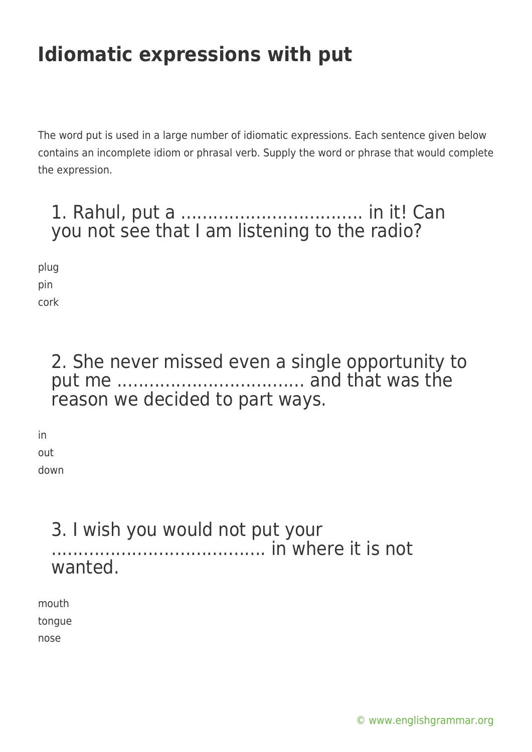# Idiomatic expressions with put

The word put is used in a large number of idiomatic expressions. Each sentence given below contains an incomplete idiom or phrasal verb. Supply the word or phrase that would complete the expression.

### 1. Rahul, put a ................................ in it! Can you not see that I am listening to the radio?

plug
pin
cork

### 2. She never missed even a single opportunity to put me ................................. and that was the reason we decided to part ways.

in
out
down

### 3. I wish you would not put your ..................................... in where it is not wanted.

mouth
tongue
nose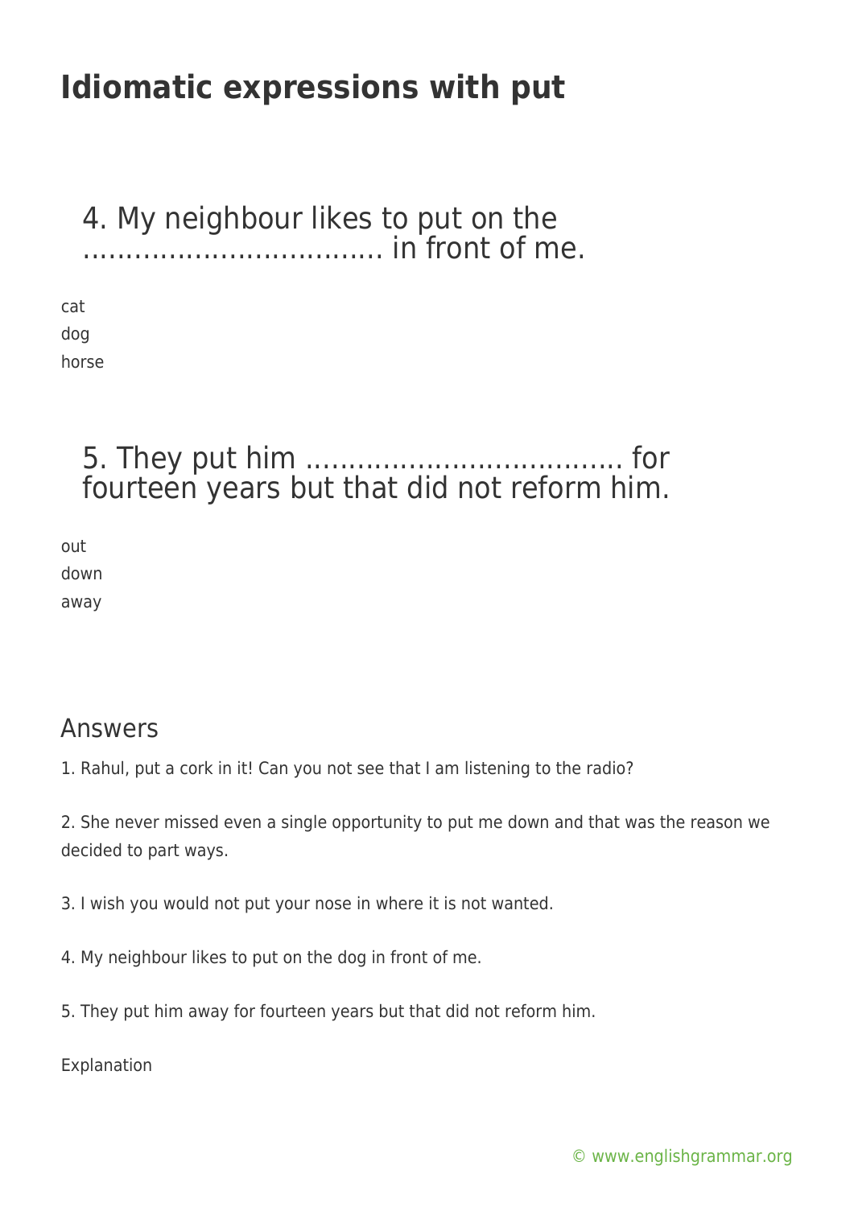# Idiomatic expressions with put

### 4. My neighbour likes to put on the ……………………………. in front of me.

cat
dog
horse

### 5. They put him ……………………………… for fourteen years but that did not reform him.

out
down
away

## Answers

1. Rahul, put a cork in it! Can you not see that I am listening to the radio?

2. She never missed even a single opportunity to put me down and that was the reason we decided to part ways.

3. I wish you would not put your nose in where it is not wanted.

4. My neighbour likes to put on the dog in front of me.

5. They put him away for fourteen years but that did not reform him.

Explanation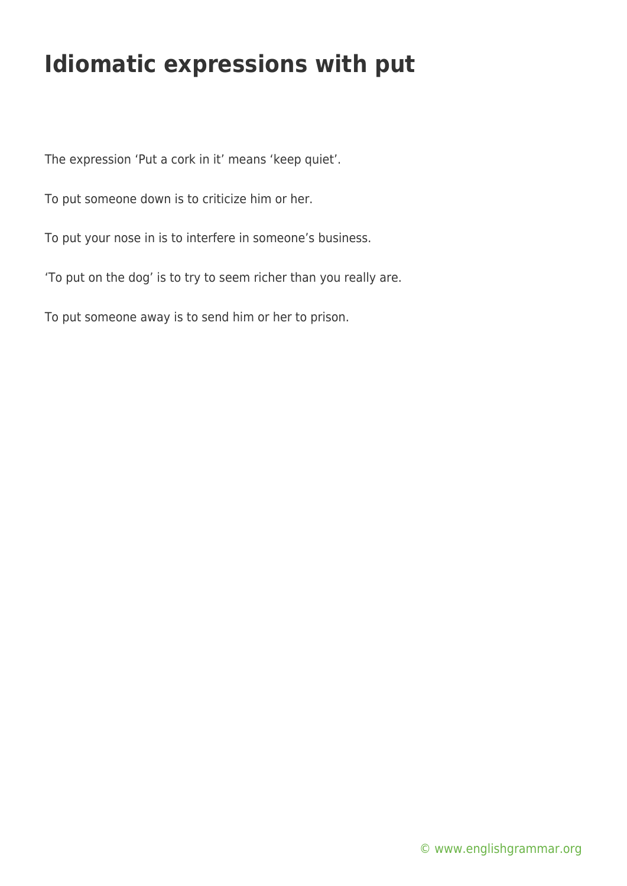# Idiomatic expressions with put

The expression ‘Put a cork in it’ means ‘keep quiet’.

To put someone down is to criticize him or her.

To put your nose in is to interfere in someone’s business.

‘To put on the dog’ is to try to seem richer than you really are.

To put someone away is to send him or her to prison.